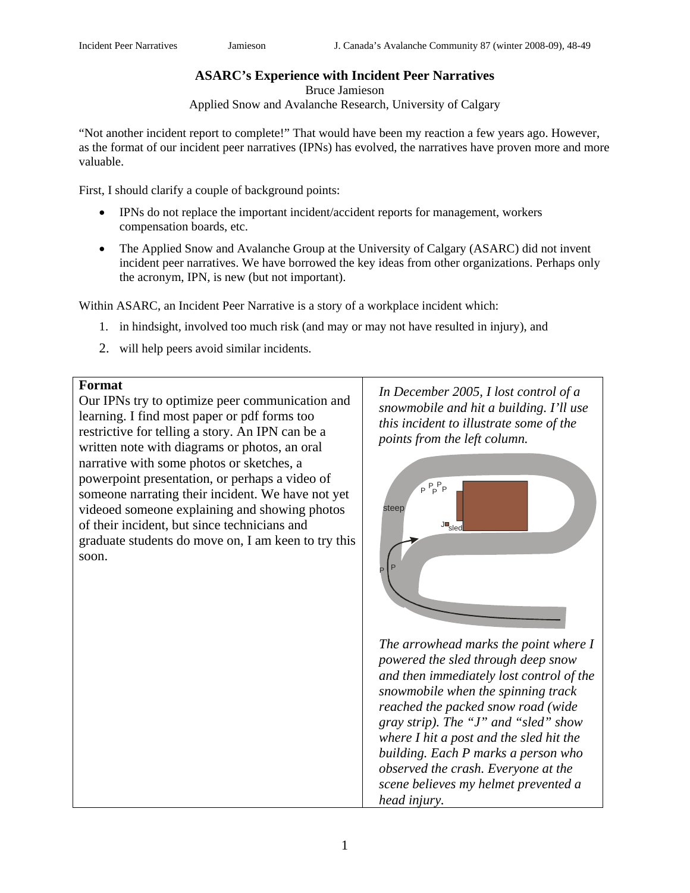# ASARC's Experience with Incident Peer Narratives

Bruce Jamieson

Applied Snow and Avalanche Research, University of Calgary

"Not another incident report to complete!" That would have been my reaction a few years ago. However, as the format of our incident peer narratives (IPNs) has evolved, the narratives have proven more and more valuable.

First, I should clarify a couple of background points:

- IPNs do not replace the important incident/accident reports for management, workers compensation boards, etc.
- The Applied Snow and Avalanche Group at the University of Calgary (ASARC) did not invent incident peer narratives. We have borrowed the key ideas from other organizations. Perhaps only the acronym, IPN, is new (but not important).

Within ASARC, an Incident Peer Narrative is a story of a workplace incident which:

1. in hindsight, involved too much risk (and may or may not have resulted in injury), and
2. will help peers avoid similar incidents.

**Format**

Our IPNs try to optimize peer communication and learning. I find most paper or pdf forms too restrictive for telling a story. An IPN can be a written note with diagrams or photos, an oral narrative with some photos or sketches, a powerpoint presentation, or perhaps a video of someone narrating their incident. We have not yet videoed someone explaining and showing photos of their incident, but since technicians and graduate students do move on, I am keen to try this soon.

*In December 2005, I lost control of a snowmobile and hit a building. I'll use this incident to illustrate some of the points from the left column.*

*The arrowhead marks the point where I powered the sled through deep snow and then immediately lost control of the snowmobile when the spinning track reached the packed snow road (wide gray strip). The "J" and "sled" show where I hit a post and the sled hit the building. Each P marks a person who observed the crash. Everyone at the scene believes my helmet prevented a head injury.*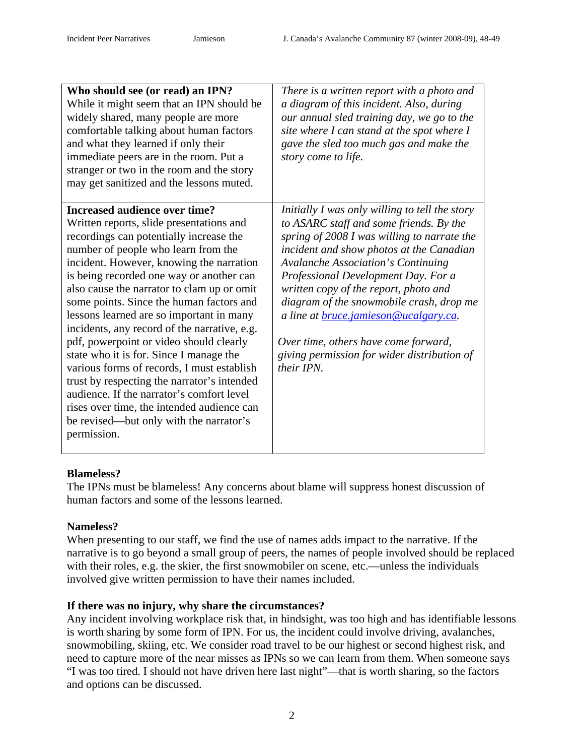| **Who should see (or read) an IPN?** While it might seem that an IPN should be widely shared, many people are more comfortable talking about human factors and what they learned if only their immediate peers are in the room. Put a stranger or two in the room and the story may get sanitized and the lessons muted. | *There is a written report with a photo and a diagram of this incident. Also, during our annual sled training day, we go to the site where I can stand at the spot where I gave the sled too much gas and make the story come to life.* |
|---|---|
| **Increased audience over time?** Written reports, slide presentations and recordings can potentially increase the number of people who learn from the incident. However, knowing the narration is being recorded one way or another can also cause the narrator to clam up or omit some points. Since the human factors and lessons learned are so important in many incidents, any record of the narrative, e.g. pdf, powerpoint or video should clearly state who it is for. Since I manage the various forms of records, I must establish trust by respecting the narrator's intended audience. If the narrator's comfort level rises over time, the intended audience can be revised—but only with the narrator's permission. | *Initially I was only willing to tell the story to ASARC staff and some friends. By the spring of 2008 I was willing to narrate the incident and show photos at the Canadian Avalanche Association's Continuing Professional Development Day. For a written copy of the report, photo and diagram of the snowmobile crash, drop me a line at bruce.jamieson@ucalgary.ca.* <br><br> *Over time, others have come forward, giving permission for wider distribution of their IPN.* |

**Blameless?**

The IPNs must be blameless! Any concerns about blame will suppress honest discussion of human factors and some of the lessons learned.

**Nameless?**

When presenting to our staff, we find the use of names adds impact to the narrative. If the narrative is to go beyond a small group of peers, the names of people involved should be replaced with their roles, e.g. the skier, the first snowmobiler on scene, etc.—unless the individuals involved give written permission to have their names included.

**If there was no injury, why share the circumstances?**

Any incident involving workplace risk that, in hindsight, was too high and has identifiable lessons is worth sharing by some form of IPN. For us, the incident could involve driving, avalanches, snowmobiling, skiing, etc. We consider road travel to be our highest or second highest risk, and need to capture more of the near misses as IPNs so we can learn from them. When someone says "I was too tired. I should not have driven here last night"—that is worth sharing, so the factors and options can be discussed.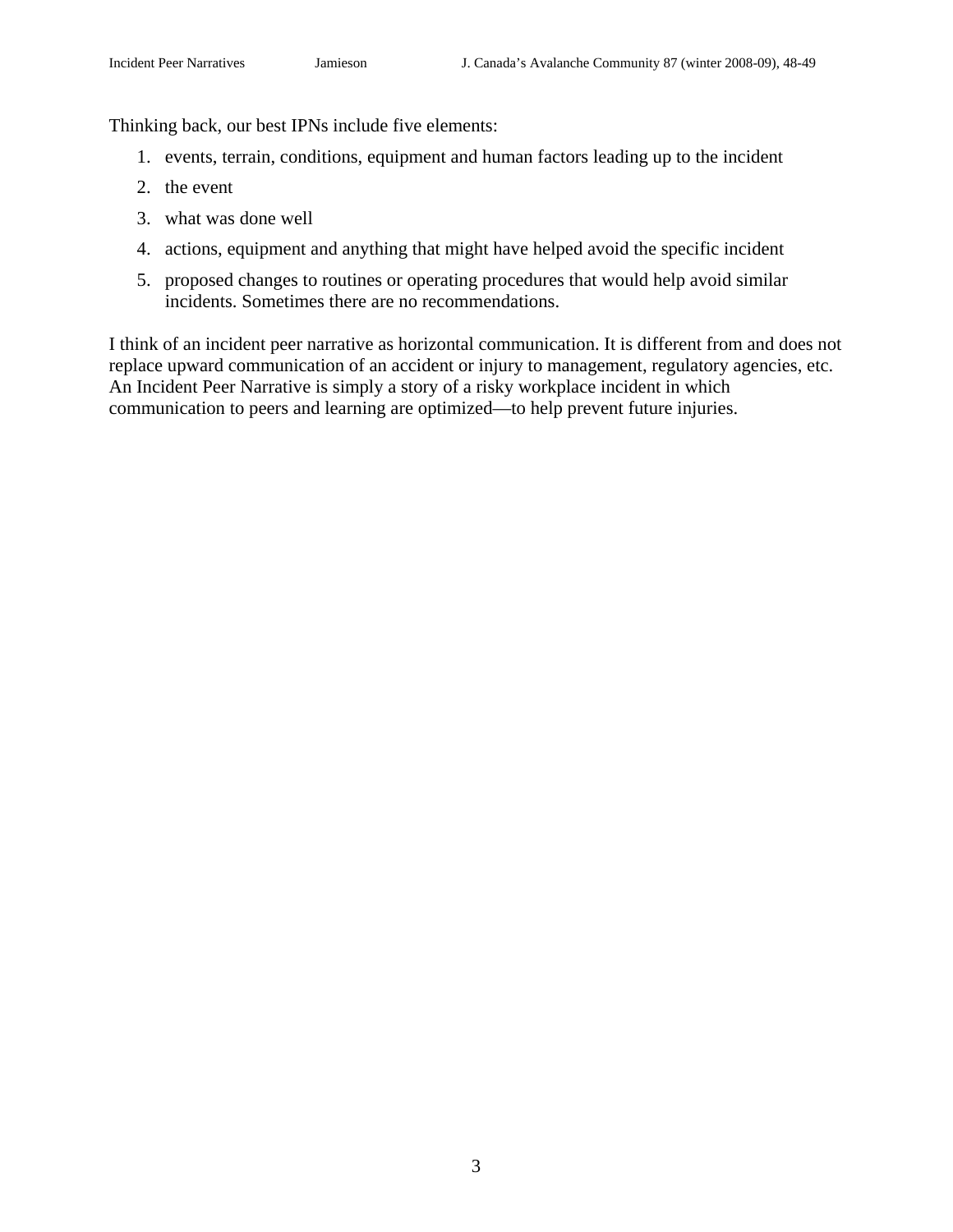Thinking back, our best IPNs include five elements:

1. events, terrain, conditions, equipment and human factors leading up to the incident
2. the event
3. what was done well
4. actions, equipment and anything that might have helped avoid the specific incident
5. proposed changes to routines or operating procedures that would help avoid similar incidents. Sometimes there are no recommendations.

I think of an incident peer narrative as horizontal communication. It is different from and does not replace upward communication of an accident or injury to management, regulatory agencies, etc. An Incident Peer Narrative is simply a story of a risky workplace incident in which communication to peers and learning are optimized—to help prevent future injuries.